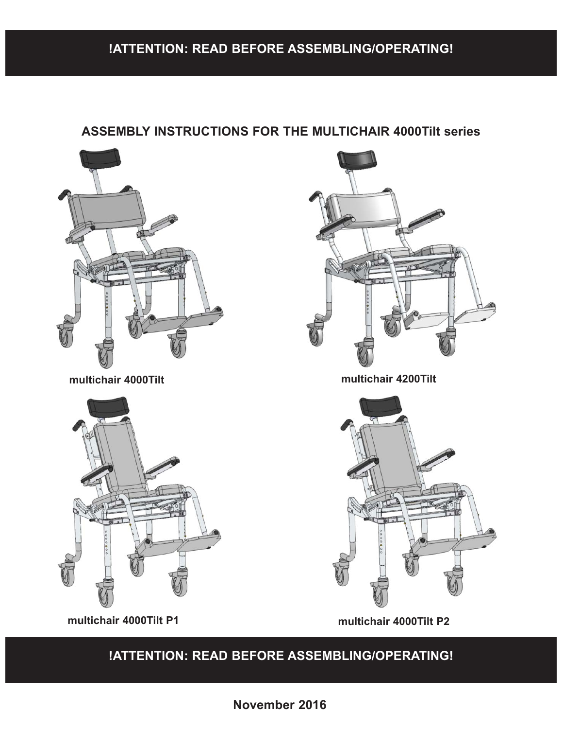**!ATTENTION: READ BEFORE ASSEMBLING/OPERATING!**

# ASSEMBLY INSTRUCTIONS FOR THE MULTICHAIR 4000Tilt series

**multichair 4000Tilt**

**multichair 4200Tilt**

**multichair 4000Tilt P1**

**multichair 4000Tilt P2**

**!ATTENTION: READ BEFORE ASSEMBLING/OPERATING!**

**November 2016**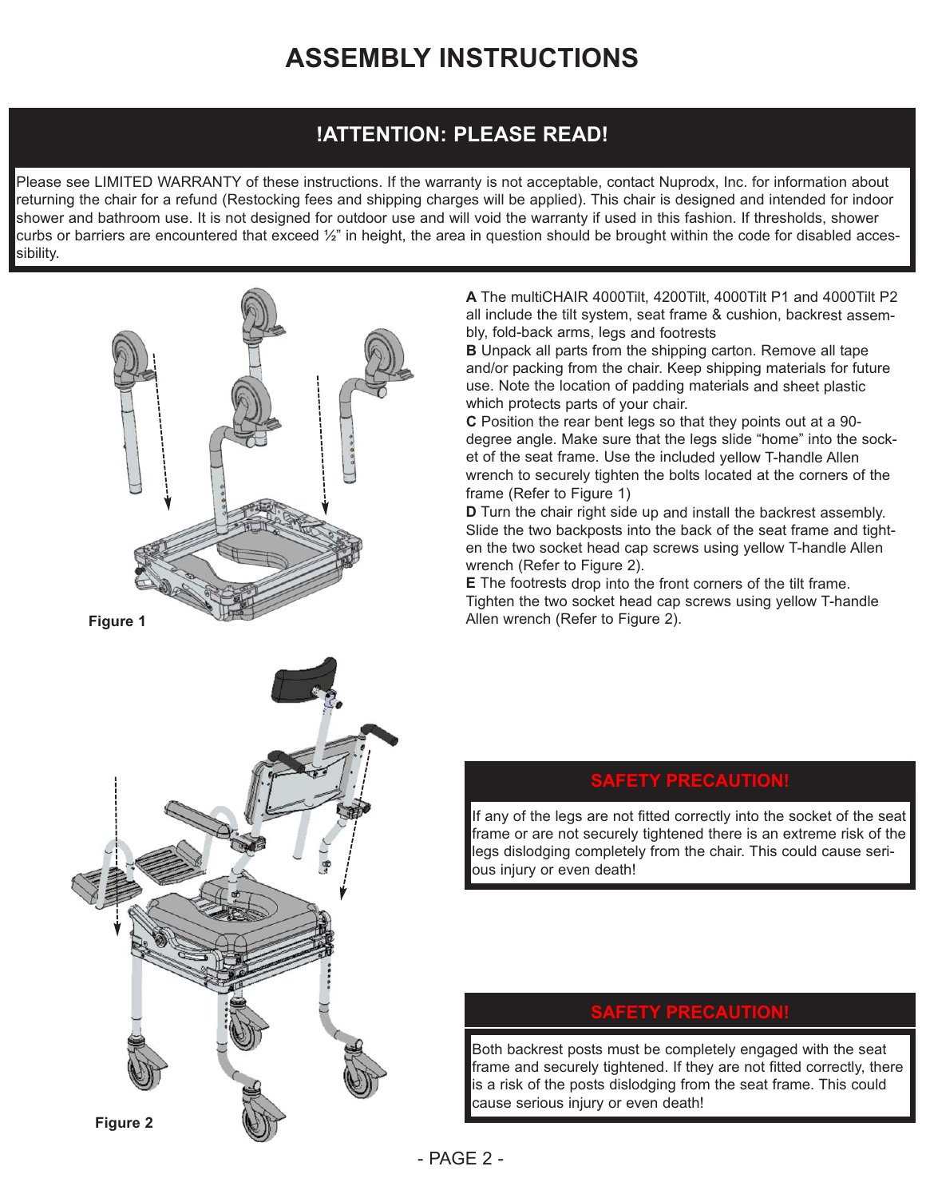# ASSEMBLY INSTRUCTIONS

## !ATTENTION: PLEASE READ!

Please see LIMITED WARRANTY of these instructions. If the warranty is not acceptable, contact Nuprodx, Inc. for information about returning the chair for a refund (Restocking fees and shipping charges will be applied). This chair is designed and intended for indoor shower and bathroom use. It is not designed for outdoor use and will void the warranty if used in this fashion. If thresholds, shower curbs or barriers are encountered that exceed ½" in height, the area in question should be brought within the code for disabled accessibility.

**A** The multiCHAIR 4000Tilt, 4200Tilt, 4000Tilt P1 and 4000Tilt P2 all include the tilt system, seat frame & cushion, backrest assembly, fold-back arms, legs and footrests

**B** Unpack all parts from the shipping carton. Remove all tape and/or packing from the chair. Keep shipping materials for future use. Note the location of padding materials and sheet plastic which protects parts of your chair.

**C** Position the rear bent legs so that they points out at a 90-degree angle. Make sure that the legs slide "home" into the socket of the seat frame. Use the included yellow T-handle Allen wrench to securely tighten the bolts located at the corners of the frame (Refer to Figure 1)

**D** Turn the chair right side up and install the backrest assembly. Slide the two backposts into the back of the seat frame and tighten the two socket head cap screws using yellow T-handle Allen wrench (Refer to Figure 2).

**E** The footrests drop into the front corners of the tilt frame. Tighten the two socket head cap screws using yellow T-handle Allen wrench (Refer to Figure 2).

**Figure 1**

### SAFETY PRECAUTION!

If any of the legs are not fitted correctly into the socket of the seat frame or are not securely tightened there is an extreme risk of the legs dislodging completely from the chair. This could cause serious injury or even death!

### SAFETY PRECAUTION!

Both backrest posts must be completely engaged with the seat frame and securely tightened. If they are not fitted correctly, there is a risk of the posts dislodging from the seat frame. This could cause serious injury or even death!

**Figure 2**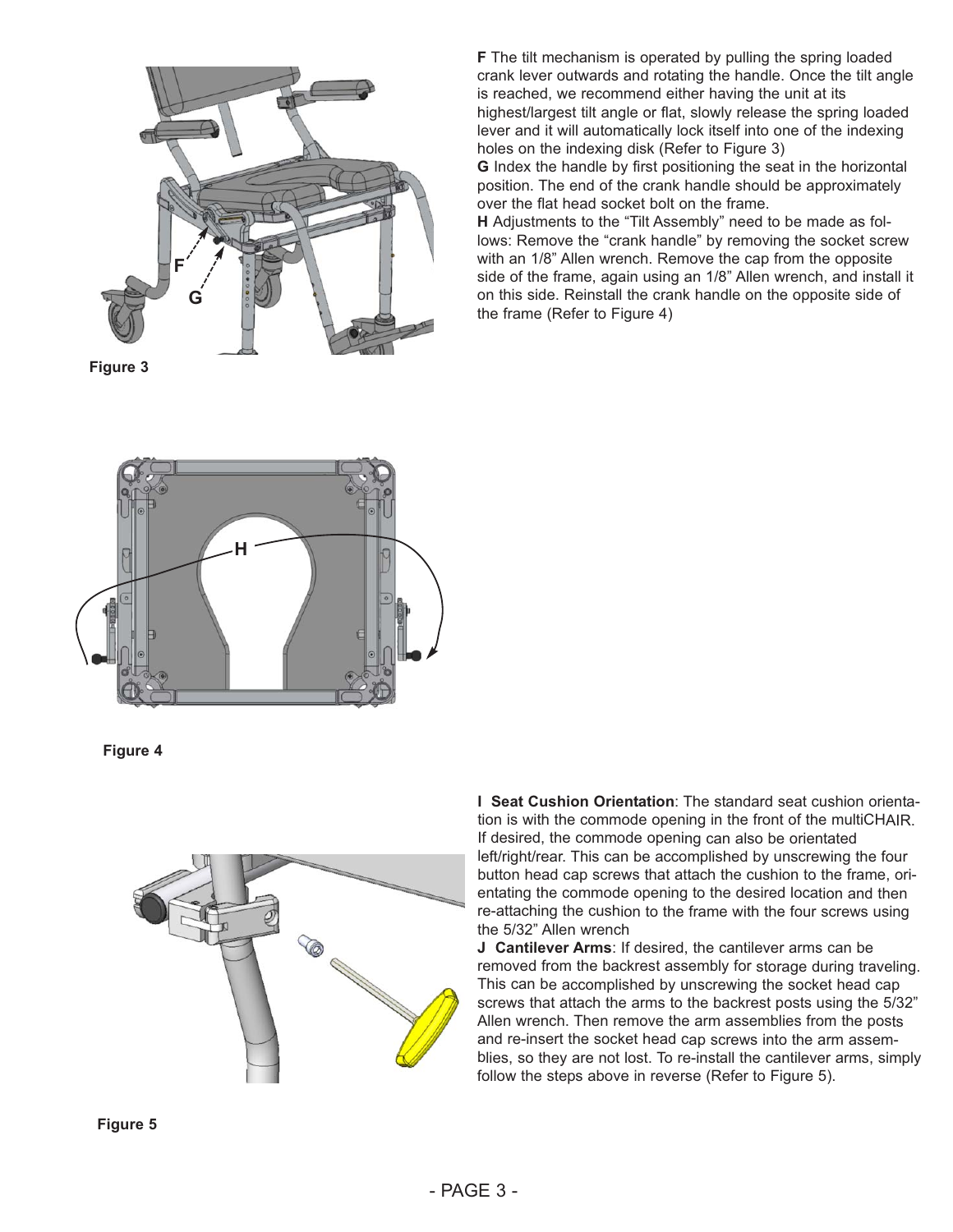**F** The tilt mechanism is operated by pulling the spring loaded crank lever outwards and rotating the handle. Once the tilt angle is reached, we recommend either having the unit at its highest/largest tilt angle or flat, slowly release the spring loaded lever and it will automatically lock itself into one of the indexing holes on the indexing disk (Refer to Figure 3)

**G** Index the handle by first positioning the seat in the horizontal position. The end of the crank handle should be approximately over the flat head socket bolt on the frame.

**H** Adjustments to the "Tilt Assembly" need to be made as follows: Remove the "crank handle" by removing the socket screw with an 1/8" Allen wrench. Remove the cap from the opposite side of the frame, again using an 1/8" Allen wrench, and install it on this side. Reinstall the crank handle on the opposite side of the frame (Refer to Figure 4)

Figure 3

Figure 4

**I Seat Cushion Orientation**: The standard seat cushion orientation is with the commode opening in the front of the multiCHAIR. If desired, the commode opening can also be orientated left/right/rear. This can be accomplished by unscrewing the four button head cap screws that attach the cushion to the frame, orientating the commode opening to the desired location and then re-attaching the cushion to the frame with the four screws using the 5/32" Allen wrench

**J Cantilever Arms**: If desired, the cantilever arms can be removed from the backrest assembly for storage during traveling. This can be accomplished by unscrewing the socket head cap screws that attach the arms to the backrest posts using the 5/32" Allen wrench. Then remove the arm assemblies from the posts and re-insert the socket head cap screws into the arm assemblies, so they are not lost. To re-install the cantilever arms, simply follow the steps above in reverse (Refer to Figure 5).

Figure 5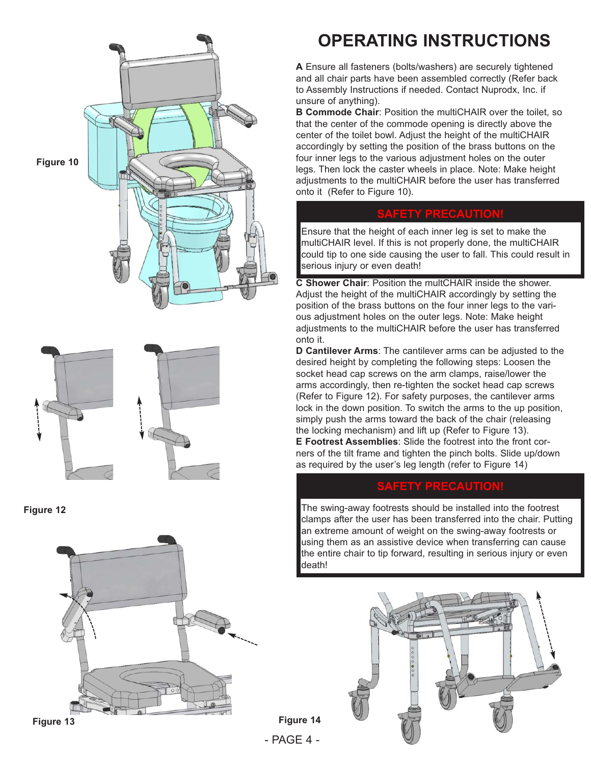# OPERATING INSTRUCTIONS

**A** Ensure all fasteners (bolts/washers) are securely tightened and all chair parts have been assembled correctly (Refer back to Assembly Instructions if needed. Contact Nuprodx, Inc. if unsure of anything).

**B Commode Chair**: Position the multiCHAIR over the toilet, so that the center of the commode opening is directly above the center of the toilet bowl. Adjust the height of the multiCHAIR accordingly by setting the position of the brass buttons on the four inner legs to the various adjustment holes on the outer legs. Then lock the caster wheels in place. Note: Make height adjustments to the multiCHAIR before the user has transferred onto it (Refer to Figure 10).

## SAFETY PRECAUTION!

Ensure that the height of each inner leg is set to make the multiCHAIR level. If this is not properly done, the multiCHAIR could tip to one side causing the user to fall. This could result in serious injury or even death!

**C Shower Chair**: Position the multCHAIR inside the shower. Adjust the height of the multiCHAIR accordingly by setting the position of the brass buttons on the four inner legs to the various adjustment holes on the outer legs. Note: Make height adjustments to the multiCHAIR before the user has transferred onto it.

**D Cantilever Arms**: The cantilever arms can be adjusted to the desired height by completing the following steps: Loosen the socket head cap screws on the arm clamps, raise/lower the arms accordingly, then re-tighten the socket head cap screws (Refer to Figure 12). For safety purposes, the cantilever arms lock in the down position. To switch the arms to the up position, simply push the arms toward the back of the chair (releasing the locking mechanism) and lift up (Refer to Figure 13).

**E Footrest Assemblies**: Slide the footrest into the front corners of the tilt frame and tighten the pinch bolts. Slide up/down as required by the user's leg length (refer to Figure 14)

## SAFETY PRECAUTION!

The swing-away footrests should be installed into the footrest clamps after the user has been transferred into the chair. Putting an extreme amount of weight on the swing-away footrests or using them as an assistive device when transferring can cause the entire chair to tip forward, resulting in serious injury or even death!

Figure 10

Figure 12

Figure 13

Figure 14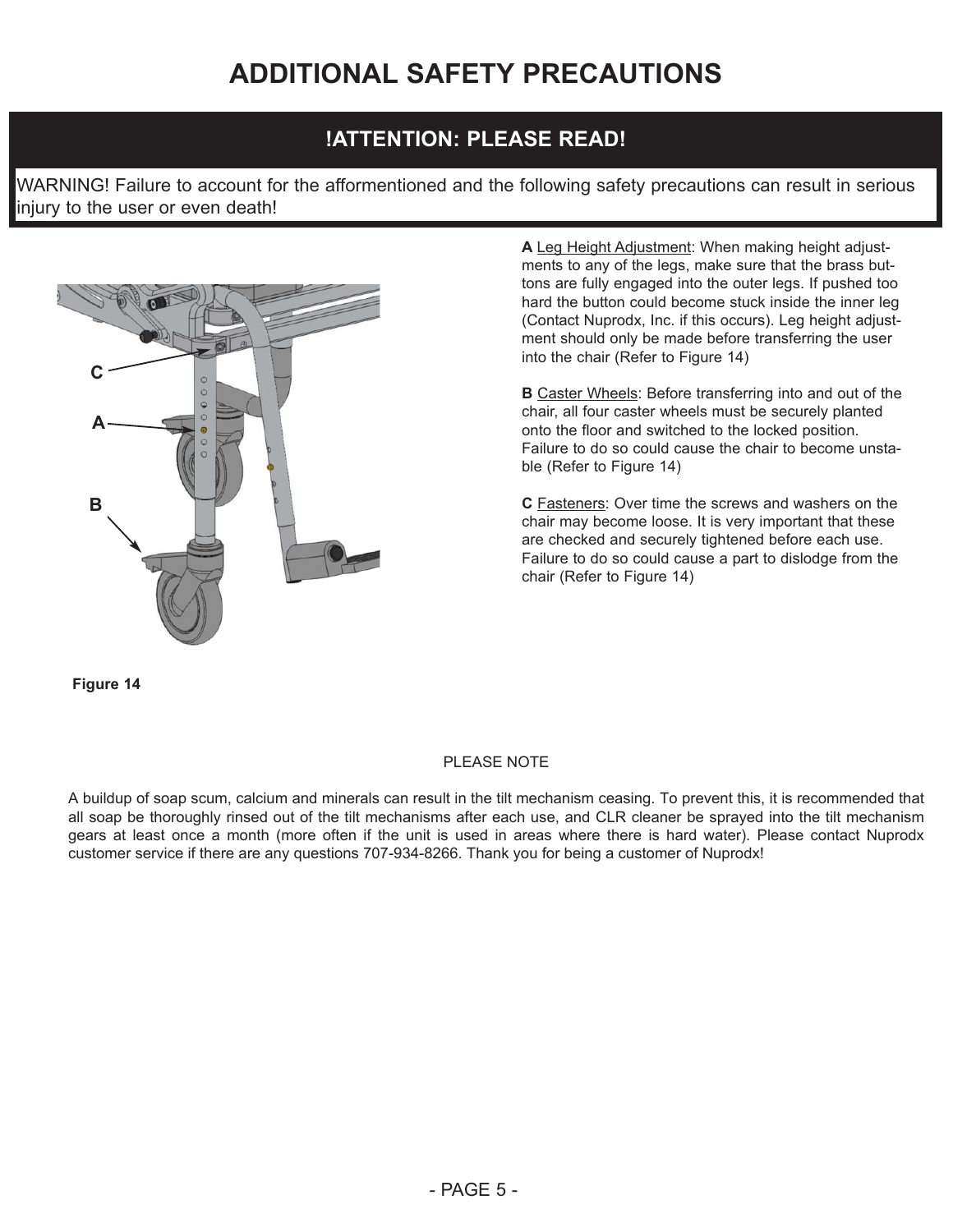# ADDITIONAL SAFETY PRECAUTIONS

## !ATTENTION: PLEASE READ!

WARNING! Failure to account for the afformentioned and the following safety precautions can result in serious injury to the user or even death!

C

A

B

Figure 14

**A** Leg Height Adjustment: When making height adjustments to any of the legs, make sure that the brass buttons are fully engaged into the outer legs. If pushed too hard the button could become stuck inside the inner leg (Contact Nuprodx, Inc. if this occurs). Leg height adjustment should only be made before transferring the user into the chair (Refer to Figure 14)

**B** Caster Wheels: Before transferring into and out of the chair, all four caster wheels must be securely planted onto the floor and switched to the locked position. Failure to do so could cause the chair to become unstable (Refer to Figure 14)

**C** Fasteners: Over time the screws and washers on the chair may become loose. It is very important that these are checked and securely tightened before each use. Failure to do so could cause a part to dislodge from the chair (Refer to Figure 14)

PLEASE NOTE

A buildup of soap scum, calcium and minerals can result in the tilt mechanism ceasing. To prevent this, it is recommended that all soap be thoroughly rinsed out of the tilt mechanisms after each use, and CLR cleaner be sprayed into the tilt mechanism gears at least once a month (more often if the unit is used in areas where there is hard water). Please contact Nuprodx customer service if there are any questions 707-934-8266. Thank you for being a customer of Nuprodx!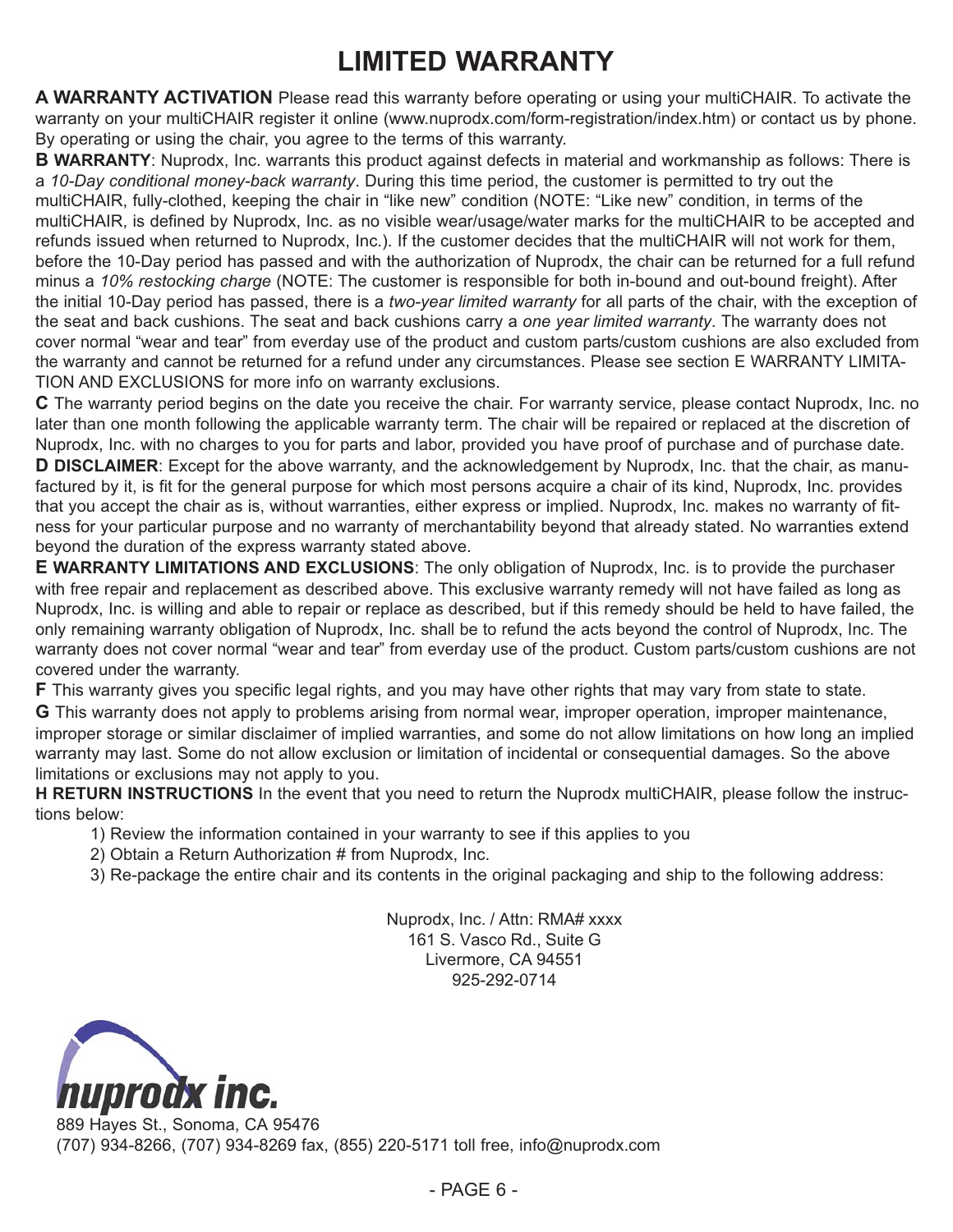# LIMITED WARRANTY

**A WARRANTY ACTIVATION** Please read this warranty before operating or using your multiCHAIR. To activate the warranty on your multiCHAIR register it online (www.nuprodx.com/form-registration/index.htm) or contact us by phone. By operating or using the chair, you agree to the terms of this warranty.

**B WARRANTY**: Nuprodx, Inc. warrants this product against defects in material and workmanship as follows: There is a *10-Day conditional money-back warranty*. During this time period, the customer is permitted to try out the multiCHAIR, fully-clothed, keeping the chair in "like new" condition (NOTE: "Like new" condition, in terms of the multiCHAIR, is defined by Nuprodx, Inc. as no visible wear/usage/water marks for the multiCHAIR to be accepted and refunds issued when returned to Nuprodx, Inc.). If the customer decides that the multiCHAIR will not work for them, before the 10-Day period has passed and with the authorization of Nuprodx, the chair can be returned for a full refund minus a *10% restocking charge* (NOTE: The customer is responsible for both in-bound and out-bound freight). After the initial 10-Day period has passed, there is a *two-year limited warranty* for all parts of the chair, with the exception of the seat and back cushions. The seat and back cushions carry a *one year limited warranty*. The warranty does not cover normal "wear and tear" from everday use of the product and custom parts/custom cushions are also excluded from the warranty and cannot be returned for a refund under any circumstances. Please see section E WARRANTY LIMITATION AND EXCLUSIONS for more info on warranty exclusions.

**C** The warranty period begins on the date you receive the chair. For warranty service, please contact Nuprodx, Inc. no later than one month following the applicable warranty term. The chair will be repaired or replaced at the discretion of Nuprodx, Inc. with no charges to you for parts and labor, provided you have proof of purchase and of purchase date.

**D DISCLAIMER**: Except for the above warranty, and the acknowledgement by Nuprodx, Inc. that the chair, as manufactured by it, is fit for the general purpose for which most persons acquire a chair of its kind, Nuprodx, Inc. provides that you accept the chair as is, without warranties, either express or implied. Nuprodx, Inc. makes no warranty of fitness for your particular purpose and no warranty of merchantability beyond that already stated. No warranties extend beyond the duration of the express warranty stated above.

**E WARRANTY LIMITATIONS AND EXCLUSIONS**: The only obligation of Nuprodx, Inc. is to provide the purchaser with free repair and replacement as described above. This exclusive warranty remedy will not have failed as long as Nuprodx, Inc. is willing and able to repair or replace as described, but if this remedy should be held to have failed, the only remaining warranty obligation of Nuprodx, Inc. shall be to refund the acts beyond the control of Nuprodx, Inc. The warranty does not cover normal "wear and tear" from everday use of the product. Custom parts/custom cushions are not covered under the warranty.

**F** This warranty gives you specific legal rights, and you may have other rights that may vary from state to state.

**G** This warranty does not apply to problems arising from normal wear, improper operation, improper maintenance, improper storage or similar disclaimer of implied warranties, and some do not allow limitations on how long an implied warranty may last. Some do not allow exclusion or limitation of incidental or consequential damages. So the above limitations or exclusions may not apply to you.

**H RETURN INSTRUCTIONS** In the event that you need to return the Nuprodx multiCHAIR, please follow the instructions below:

1) Review the information contained in your warranty to see if this applies to you
2) Obtain a Return Authorization # from Nuprodx, Inc.
3) Re-package the entire chair and its contents in the original packaging and ship to the following address:

Nuprodx, Inc. / Attn: RMA# xxxx
161 S. Vasco Rd., Suite G
Livermore, CA 94551
925-292-0714

nuprodx inc.
889 Hayes St., Sonoma, CA 95476
(707) 934-8266, (707) 934-8269 fax, (855) 220-5171 toll free, info@nuprodx.com